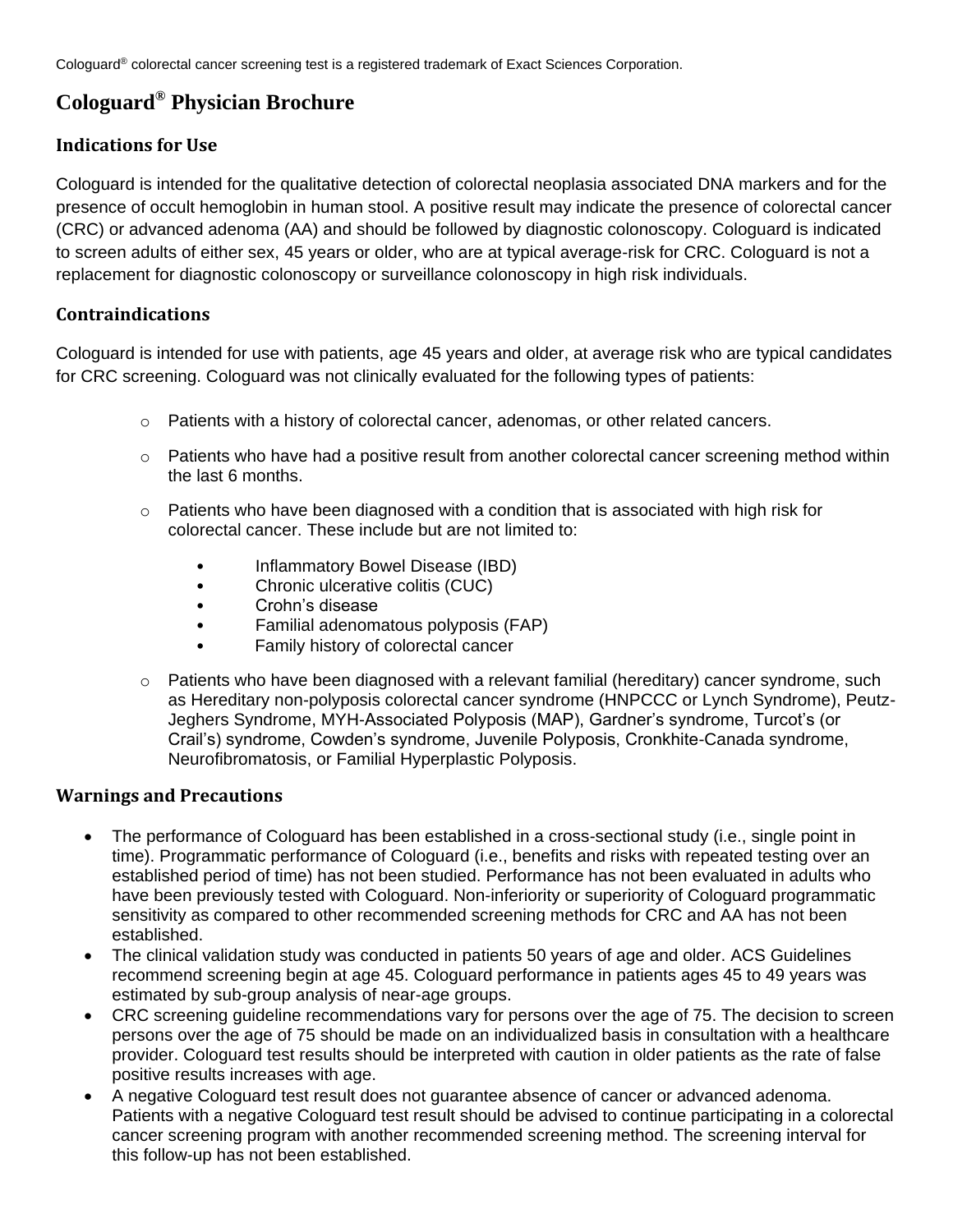Cologuard® colorectal cancer screening test is a registered trademark of Exact Sciences Corporation.

# Cologuard® Physician Brochure

## Indications for Use

Cologuard is intended for the qualitative detection of colorectal neoplasia associated DNA markers and for the presence of occult hemoglobin in human stool. A positive result may indicate the presence of colorectal cancer (CRC) or advanced adenoma (AA) and should be followed by diagnostic colonoscopy. Cologuard is indicated to screen adults of either sex, 45 years or older, who are at typical average-risk for CRC. Cologuard is not a replacement for diagnostic colonoscopy or surveillance colonoscopy in high risk individuals.

## Contraindications

Cologuard is intended for use with patients, age 45 years and older, at average risk who are typical candidates for CRC screening. Cologuard was not clinically evaluated for the following types of patients:

- Patients with a history of colorectal cancer, adenomas, or other related cancers.
- Patients who have had a positive result from another colorectal cancer screening method within the last 6 months.
- Patients who have been diagnosed with a condition that is associated with high risk for colorectal cancer. These include but are not limited to:
  - Inflammatory Bowel Disease (IBD)
  - Chronic ulcerative colitis (CUC)
  - Crohn's disease
  - Familial adenomatous polyposis (FAP)
  - Family history of colorectal cancer
- Patients who have been diagnosed with a relevant familial (hereditary) cancer syndrome, such as Hereditary non-polyposis colorectal cancer syndrome (HNPCCC or Lynch Syndrome), Peutz-Jeghers Syndrome, MYH-Associated Polyposis (MAP), Gardner's syndrome, Turcot's (or Crail's) syndrome, Cowden's syndrome, Juvenile Polyposis, Cronkhite-Canada syndrome, Neurofibromatosis, or Familial Hyperplastic Polyposis.

## Warnings and Precautions

- The performance of Cologuard has been established in a cross-sectional study (i.e., single point in time). Programmatic performance of Cologuard (i.e., benefits and risks with repeated testing over an established period of time) has not been studied. Performance has not been evaluated in adults who have been previously tested with Cologuard. Non-inferiority or superiority of Cologuard programmatic sensitivity as compared to other recommended screening methods for CRC and AA has not been established.
- The clinical validation study was conducted in patients 50 years of age and older. ACS Guidelines recommend screening begin at age 45. Cologuard performance in patients ages 45 to 49 years was estimated by sub-group analysis of near-age groups.
- CRC screening guideline recommendations vary for persons over the age of 75. The decision to screen persons over the age of 75 should be made on an individualized basis in consultation with a healthcare provider. Cologuard test results should be interpreted with caution in older patients as the rate of false positive results increases with age.
- A negative Cologuard test result does not guarantee absence of cancer or advanced adenoma. Patients with a negative Cologuard test result should be advised to continue participating in a colorectal cancer screening program with another recommended screening method. The screening interval for this follow-up has not been established.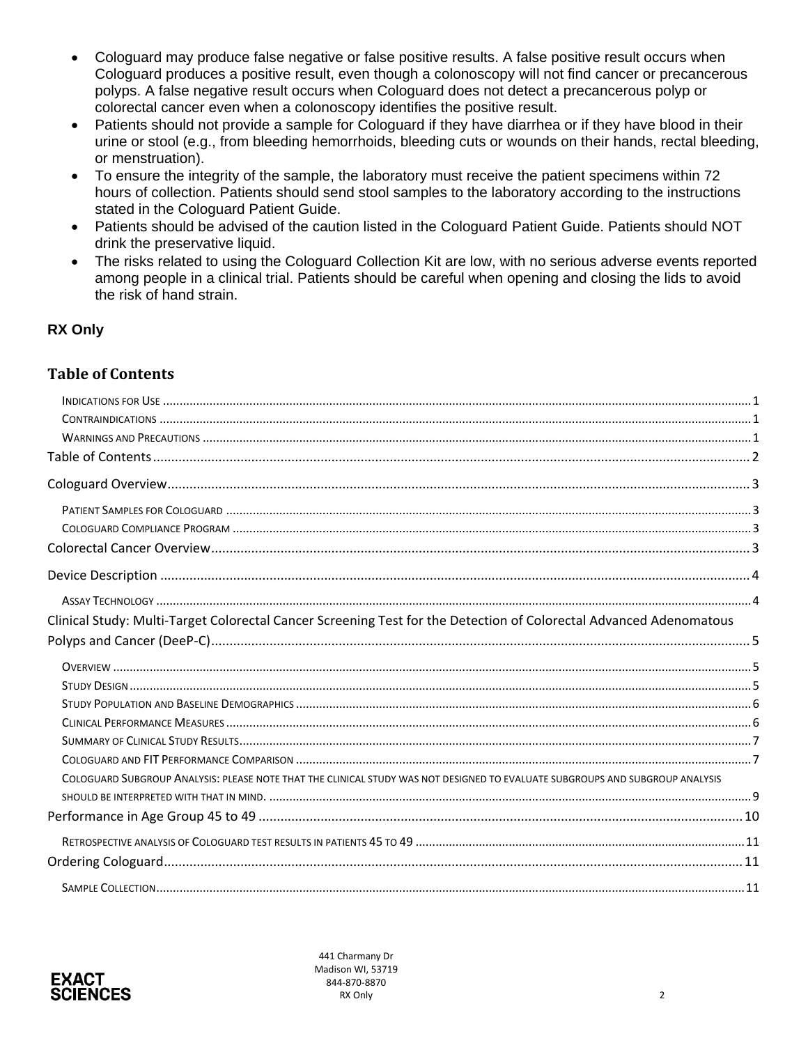- Cologuard may produce false negative or false positive results. A false positive result occurs when Cologuard produces a positive result, even though a colonoscopy will not find cancer or precancerous polyps. A false negative result occurs when Cologuard does not detect a precancerous polyp or colorectal cancer even when a colonoscopy identifies the positive result.
- Patients should not provide a sample for Cologuard if they have diarrhea or if they have blood in their urine or stool (e.g., from bleeding hemorrhoids, bleeding cuts or wounds on their hands, rectal bleeding, or menstruation).
- To ensure the integrity of the sample, the laboratory must receive the patient specimens within 72 hours of collection. Patients should send stool samples to the laboratory according to the instructions stated in the Cologuard Patient Guide.
- Patients should be advised of the caution listed in the Cologuard Patient Guide. Patients should NOT drink the preservative liquid.
- The risks related to using the Cologuard Collection Kit are low, with no serious adverse events reported among people in a clinical trial. Patients should be careful when opening and closing the lids to avoid the risk of hand strain.

**RX Only**

## Table of Contents

- Indications for Use ..... 1
- Contraindications ..... 1
- Warnings and Precautions ..... 1
- Table of Contents ..... 2
- Cologuard Overview ..... 3
  - Patient Samples for Cologuard ..... 3
  - Cologuard Compliance Program ..... 3
- Colorectal Cancer Overview ..... 3
- Device Description ..... 4
  - Assay Technology ..... 4
- Clinical Study: Multi-Target Colorectal Cancer Screening Test for the Detection of Colorectal Advanced Adenomatous Polyps and Cancer (DeeP-C) ..... 5
  - Overview ..... 5
  - Study Design ..... 5
  - Study Population and Baseline Demographics ..... 6
  - Clinical Performance Measures ..... 6
  - Summary of Clinical Study Results ..... 7
  - Cologuard and FIT Performance Comparison ..... 7
  - Cologuard Subgroup Analysis: please note that the clinical study was not designed to evaluate subgroups and subgroup analysis should be interpreted with that in mind. ..... 9
- Performance in Age Group 45 to 49 ..... 10
  - Retrospective analysis of Cologuard test results in patients 45 to 49 ..... 11
- Ordering Cologuard ..... 11
  - Sample Collection ..... 11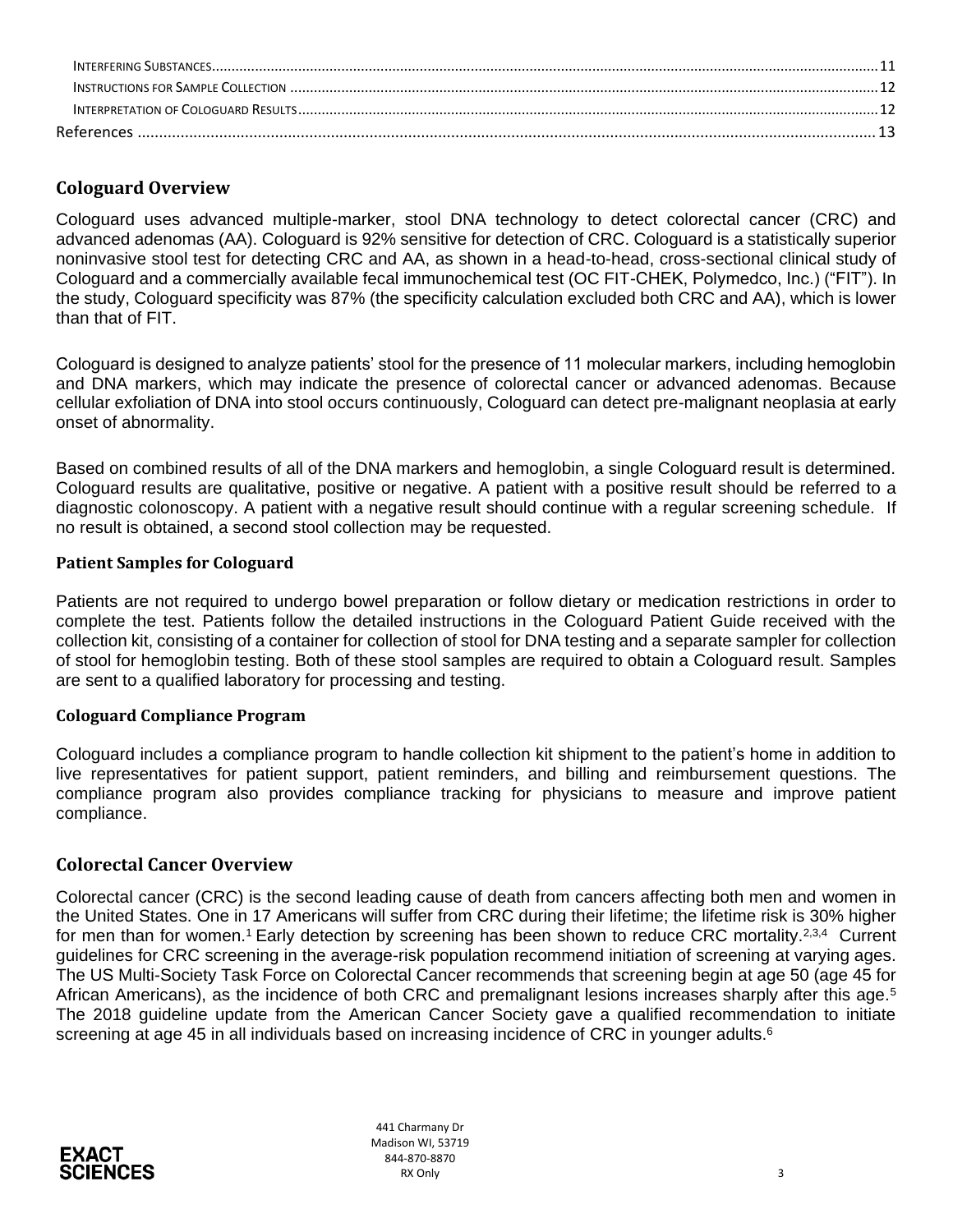INTERFERING SUBSTANCES.......................................................................................................................................................11
INSTRUCTIONS FOR SAMPLE COLLECTION .................................................................................................................................12
INTERPRETATION OF COLOGUARD RESULTS...............................................................................................................................12
References ...........................................................................................................................................................................13

## Cologuard Overview

Cologuard uses advanced multiple-marker, stool DNA technology to detect colorectal cancer (CRC) and advanced adenomas (AA). Cologuard is 92% sensitive for detection of CRC. Cologuard is a statistically superior noninvasive stool test for detecting CRC and AA, as shown in a head-to-head, cross-sectional clinical study of Cologuard and a commercially available fecal immunochemical test (OC FIT-CHEK, Polymedco, Inc.) ("FIT"). In the study, Cologuard specificity was 87% (the specificity calculation excluded both CRC and AA), which is lower than that of FIT.

Cologuard is designed to analyze patients' stool for the presence of 11 molecular markers, including hemoglobin and DNA markers, which may indicate the presence of colorectal cancer or advanced adenomas. Because cellular exfoliation of DNA into stool occurs continuously, Cologuard can detect pre-malignant neoplasia at early onset of abnormality.

Based on combined results of all of the DNA markers and hemoglobin, a single Cologuard result is determined. Cologuard results are qualitative, positive or negative. A patient with a positive result should be referred to a diagnostic colonoscopy. A patient with a negative result should continue with a regular screening schedule. If no result is obtained, a second stool collection may be requested.

### Patient Samples for Cologuard

Patients are not required to undergo bowel preparation or follow dietary or medication restrictions in order to complete the test. Patients follow the detailed instructions in the Cologuard Patient Guide received with the collection kit, consisting of a container for collection of stool for DNA testing and a separate sampler for collection of stool for hemoglobin testing. Both of these stool samples are required to obtain a Cologuard result. Samples are sent to a qualified laboratory for processing and testing.

### Cologuard Compliance Program

Cologuard includes a compliance program to handle collection kit shipment to the patient's home in addition to live representatives for patient support, patient reminders, and billing and reimbursement questions. The compliance program also provides compliance tracking for physicians to measure and improve patient compliance.

## Colorectal Cancer Overview

Colorectal cancer (CRC) is the second leading cause of death from cancers affecting both men and women in the United States. One in 17 Americans will suffer from CRC during their lifetime; the lifetime risk is 30% higher for men than for women.[1] Early detection by screening has been shown to reduce CRC mortality.[2,3,4] Current guidelines for CRC screening in the average-risk population recommend initiation of screening at varying ages. The US Multi-Society Task Force on Colorectal Cancer recommends that screening begin at age 50 (age 45 for African Americans), as the incidence of both CRC and premalignant lesions increases sharply after this age.[5] The 2018 guideline update from the American Cancer Society gave a qualified recommendation to initiate screening at age 45 in all individuals based on increasing incidence of CRC in younger adults.[6]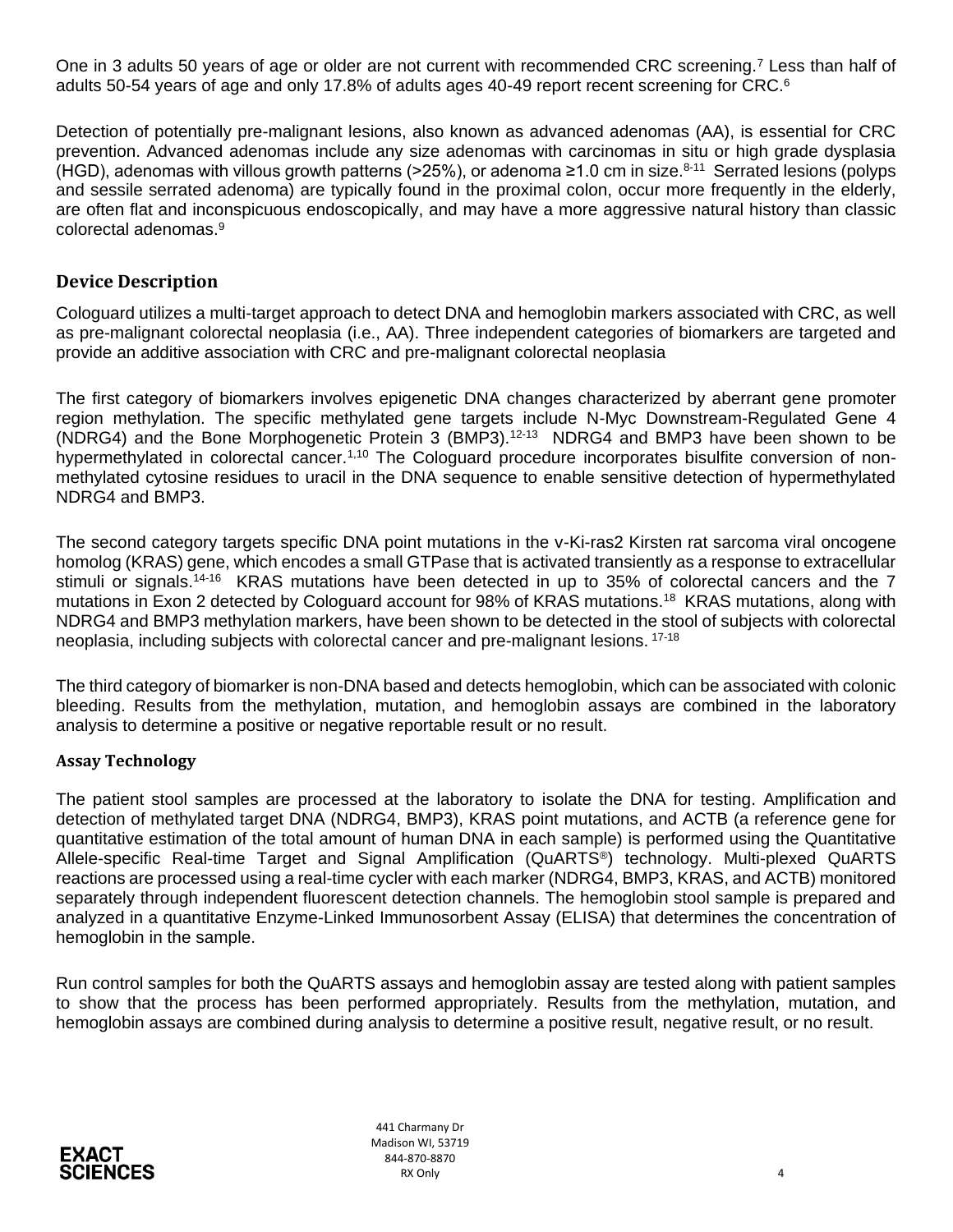One in 3 adults 50 years of age or older are not current with recommended CRC screening.[7] Less than half of adults 50-54 years of age and only 17.8% of adults ages 40-49 report recent screening for CRC.[6]

Detection of potentially pre-malignant lesions, also known as advanced adenomas (AA), is essential for CRC prevention. Advanced adenomas include any size adenomas with carcinomas in situ or high grade dysplasia (HGD), adenomas with villous growth patterns (>25%), or adenoma ≥1.0 cm in size.[8-11] Serrated lesions (polyps and sessile serrated adenoma) are typically found in the proximal colon, occur more frequently in the elderly, are often flat and inconspicuous endoscopically, and may have a more aggressive natural history than classic colorectal adenomas.[9]

## Device Description

Cologuard utilizes a multi-target approach to detect DNA and hemoglobin markers associated with CRC, as well as pre-malignant colorectal neoplasia (i.e., AA). Three independent categories of biomarkers are targeted and provide an additive association with CRC and pre-malignant colorectal neoplasia

The first category of biomarkers involves epigenetic DNA changes characterized by aberrant gene promoter region methylation. The specific methylated gene targets include N-Myc Downstream-Regulated Gene 4 (NDRG4) and the Bone Morphogenetic Protein 3 (BMP3).[12-13] NDRG4 and BMP3 have been shown to be hypermethylated in colorectal cancer.[1,10] The Cologuard procedure incorporates bisulfite conversion of non-methylated cytosine residues to uracil in the DNA sequence to enable sensitive detection of hypermethylated NDRG4 and BMP3.

The second category targets specific DNA point mutations in the v-Ki-ras2 Kirsten rat sarcoma viral oncogene homolog (KRAS) gene, which encodes a small GTPase that is activated transiently as a response to extracellular stimuli or signals.[14-16] KRAS mutations have been detected in up to 35% of colorectal cancers and the 7 mutations in Exon 2 detected by Cologuard account for 98% of KRAS mutations.[18] KRAS mutations, along with NDRG4 and BMP3 methylation markers, have been shown to be detected in the stool of subjects with colorectal neoplasia, including subjects with colorectal cancer and pre-malignant lesions.[17-18]

The third category of biomarker is non-DNA based and detects hemoglobin, which can be associated with colonic bleeding. Results from the methylation, mutation, and hemoglobin assays are combined in the laboratory analysis to determine a positive or negative reportable result or no result.

### Assay Technology

The patient stool samples are processed at the laboratory to isolate the DNA for testing. Amplification and detection of methylated target DNA (NDRG4, BMP3), KRAS point mutations, and ACTB (a reference gene for quantitative estimation of the total amount of human DNA in each sample) is performed using the Quantitative Allele-specific Real-time Target and Signal Amplification (QuARTS®) technology. Multi-plexed QuARTS reactions are processed using a real-time cycler with each marker (NDRG4, BMP3, KRAS, and ACTB) monitored separately through independent fluorescent detection channels. The hemoglobin stool sample is prepared and analyzed in a quantitative Enzyme-Linked Immunosorbent Assay (ELISA) that determines the concentration of hemoglobin in the sample.

Run control samples for both the QuARTS assays and hemoglobin assay are tested along with patient samples to show that the process has been performed appropriately. Results from the methylation, mutation, and hemoglobin assays are combined during analysis to determine a positive result, negative result, or no result.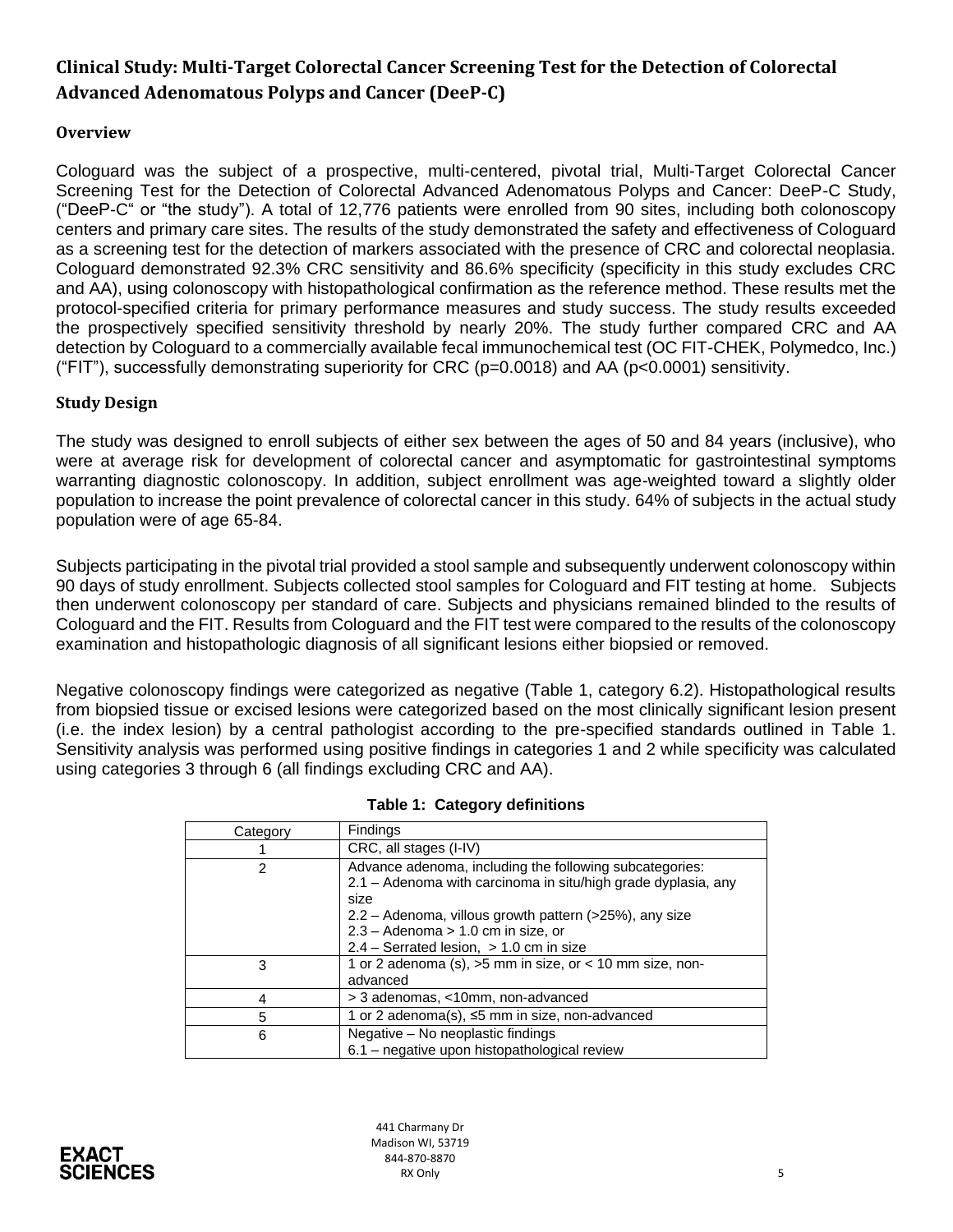## Clinical Study: Multi-Target Colorectal Cancer Screening Test for the Detection of Colorectal Advanced Adenomatous Polyps and Cancer (DeeP-C)

### Overview

Cologuard was the subject of a prospective, multi-centered, pivotal trial, Multi-Target Colorectal Cancer Screening Test for the Detection of Colorectal Advanced Adenomatous Polyps and Cancer: DeeP-C Study, ("DeeP-C" or "the study"). A total of 12,776 patients were enrolled from 90 sites, including both colonoscopy centers and primary care sites. The results of the study demonstrated the safety and effectiveness of Cologuard as a screening test for the detection of markers associated with the presence of CRC and colorectal neoplasia. Cologuard demonstrated 92.3% CRC sensitivity and 86.6% specificity (specificity in this study excludes CRC and AA), using colonoscopy with histopathological confirmation as the reference method. These results met the protocol-specified criteria for primary performance measures and study success. The study results exceeded the prospectively specified sensitivity threshold by nearly 20%. The study further compared CRC and AA detection by Cologuard to a commercially available fecal immunochemical test (OC FIT-CHEK, Polymedco, Inc.) ("FIT"), successfully demonstrating superiority for CRC ($p=0.0018$) and AA ($p<0.0001$) sensitivity.

### Study Design

The study was designed to enroll subjects of either sex between the ages of 50 and 84 years (inclusive), who were at average risk for development of colorectal cancer and asymptomatic for gastrointestinal symptoms warranting diagnostic colonoscopy. In addition, subject enrollment was age-weighted toward a slightly older population to increase the point prevalence of colorectal cancer in this study. 64% of subjects in the actual study population were of age 65-84.

Subjects participating in the pivotal trial provided a stool sample and subsequently underwent colonoscopy within 90 days of study enrollment. Subjects collected stool samples for Cologuard and FIT testing at home. Subjects then underwent colonoscopy per standard of care. Subjects and physicians remained blinded to the results of Cologuard and the FIT. Results from Cologuard and the FIT test were compared to the results of the colonoscopy examination and histopathologic diagnosis of all significant lesions either biopsied or removed.

Negative colonoscopy findings were categorized as negative (Table 1, category 6.2). Histopathological results from biopsied tissue or excised lesions were categorized based on the most clinically significant lesion present (i.e. the index lesion) by a central pathologist according to the pre-specified standards outlined in Table 1. Sensitivity analysis was performed using positive findings in categories 1 and 2 while specificity was calculated using categories 3 through 6 (all findings excluding CRC and AA).

**Table 1: Category definitions**

| Category | Findings |
|---|---|
| 1 | CRC, all stages (I-IV) |
| 2 | Advance adenoma, including the following subcategories:<br>2.1 – Adenoma with carcinoma in situ/high grade dyplasia, any size<br>2.2 – Adenoma, villous growth pattern (>25%), any size<br>2.3 – Adenoma > 1.0 cm in size, or<br>2.4 – Serrated lesion, > 1.0 cm in size |
| 3 | 1 or 2 adenoma (s), >5 mm in size, or < 10 mm size, non-advanced |
| 4 | > 3 adenomas, <10mm, non-advanced |
| 5 | 1 or 2 adenoma(s), ≤5 mm in size, non-advanced |
| 6 | Negative – No neoplastic findings<br>6.1 – negative upon histopathological review |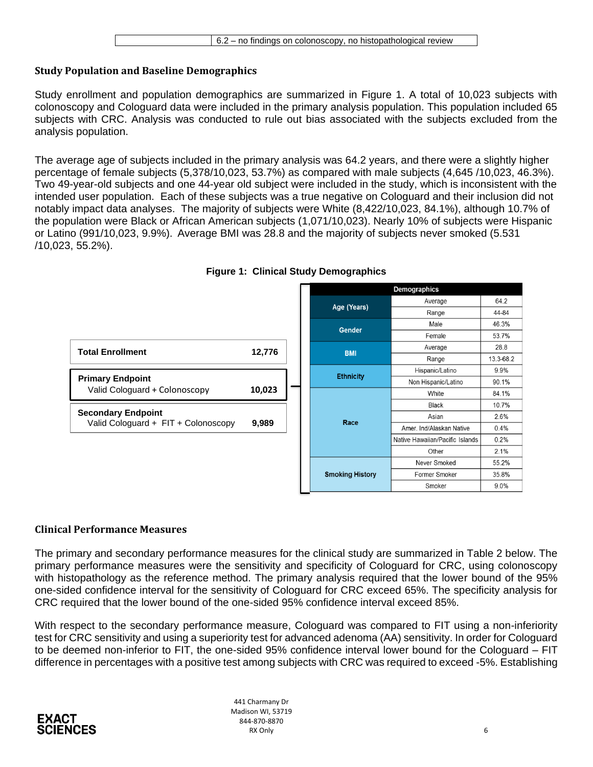| | 6.2 – no findings on colonoscopy, no histopathological review |
|---|---|

## Study Population and Baseline Demographics

Study enrollment and population demographics are summarized in Figure 1. A total of 10,023 subjects with colonoscopy and Cologuard data were included in the primary analysis population. This population included 65 subjects with CRC. Analysis was conducted to rule out bias associated with the subjects excluded from the analysis population.

The average age of subjects included in the primary analysis was 64.2 years, and there were a slightly higher percentage of female subjects (5,378/10,023, 53.7%) as compared with male subjects (4,645 /10,023, 46.3%). Two 49-year-old subjects and one 44-year old subject were included in the study, which is inconsistent with the intended user population. Each of these subjects was a true negative on Cologuard and their inclusion did not notably impact data analyses. The majority of subjects were White (8,422/10,023, 84.1%), although 10.7% of the population were Black or African American subjects (1,071/10,023). Nearly 10% of subjects were Hispanic or Latino (991/10,023, 9.9%). Average BMI was 28.8 and the majority of subjects never smoked (5.531 /10,023, 55.2%).

**Figure 1: Clinical Study Demographics**

| | |
|---|---|
| **Total Enrollment** | **12,776** |
| **Primary Endpoint** Valid Cologuard + Colonoscopy | **10,023** |
| **Secondary Endpoint** Valid Cologuard + FIT + Colonoscopy | **9,989** |

| Demographics | | |
|---|---|---|
| Age (Years) | Average | 64.2 |
| | Range | 44-84 |
| Gender | Male | 46.3% |
| | Female | 53.7% |
| BMI | Average | 28.8 |
| | Range | 13.3-68.2 |
| Ethnicity | Hispanic/Latino | 9.9% |
| | Non Hispanic/Latino | 90.1% |
| Race | White | 84.1% |
| | Black | 10.7% |
| | Asian | 2.6% |
| | Amer. Ind/Alaskan Native | 0.4% |
| | Native Hawaiian/Pacific Islands | 0.2% |
| | Other | 2.1% |
| Smoking History | Never Smoked | 55.2% |
| | Former Smoker | 35.8% |
| | Smoker | 9.0% |

## Clinical Performance Measures

The primary and secondary performance measures for the clinical study are summarized in Table 2 below. The primary performance measures were the sensitivity and specificity of Cologuard for CRC, using colonoscopy with histopathology as the reference method. The primary analysis required that the lower bound of the 95% one-sided confidence interval for the sensitivity of Cologuard for CRC exceed 65%. The specificity analysis for CRC required that the lower bound of the one-sided 95% confidence interval exceed 85%.

With respect to the secondary performance measure, Cologuard was compared to FIT using a non-inferiority test for CRC sensitivity and using a superiority test for advanced adenoma (AA) sensitivity. In order for Cologuard to be deemed non-inferior to FIT, the one-sided 95% confidence interval lower bound for the Cologuard – FIT difference in percentages with a positive test among subjects with CRC was required to exceed -5%. Establishing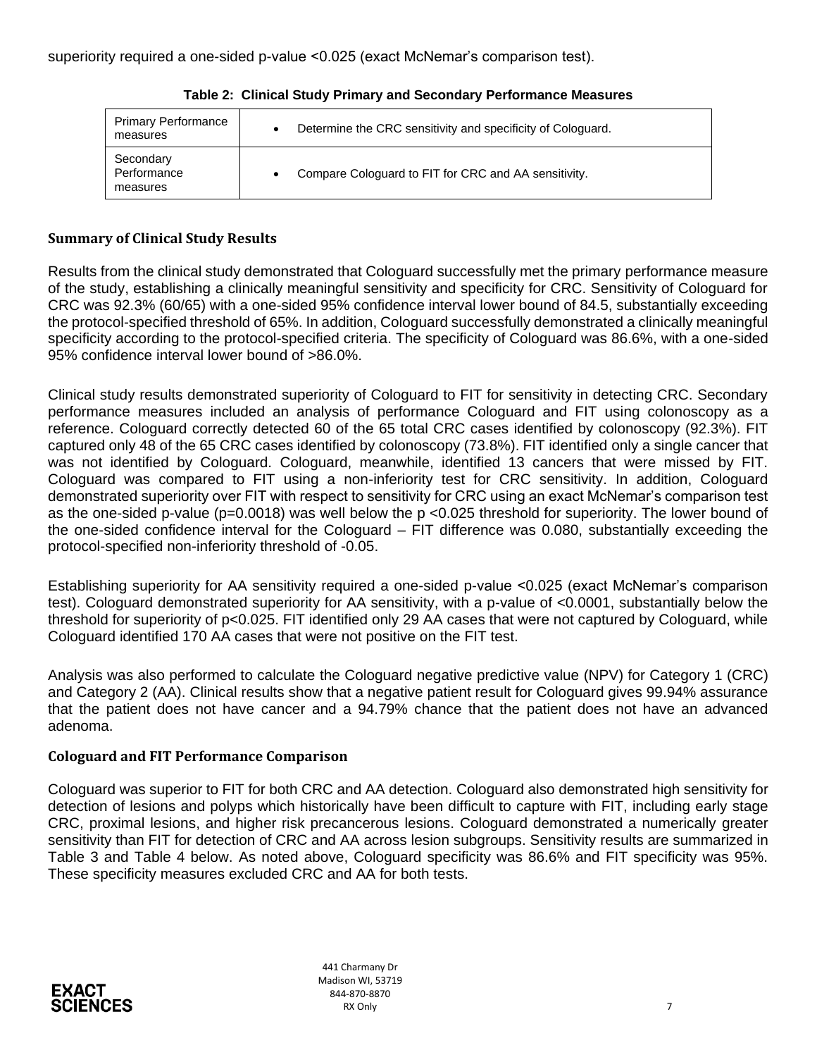superiority required a one-sided p-value <0.025 (exact McNemar's comparison test).

**Table 2: Clinical Study Primary and Secondary Performance Measures**

| | |
|---|---|
| Primary Performance measures | • Determine the CRC sensitivity and specificity of Cologuard. |
| Secondary Performance measures | • Compare Cologuard to FIT for CRC and AA sensitivity. |

### Summary of Clinical Study Results

Results from the clinical study demonstrated that Cologuard successfully met the primary performance measure of the study, establishing a clinically meaningful sensitivity and specificity for CRC. Sensitivity of Cologuard for CRC was 92.3% (60/65) with a one-sided 95% confidence interval lower bound of 84.5, substantially exceeding the protocol-specified threshold of 65%. In addition, Cologuard successfully demonstrated a clinically meaningful specificity according to the protocol-specified criteria. The specificity of Cologuard was 86.6%, with a one-sided 95% confidence interval lower bound of >86.0%.

Clinical study results demonstrated superiority of Cologuard to FIT for sensitivity in detecting CRC. Secondary performance measures included an analysis of performance Cologuard and FIT using colonoscopy as a reference. Cologuard correctly detected 60 of the 65 total CRC cases identified by colonoscopy (92.3%). FIT captured only 48 of the 65 CRC cases identified by colonoscopy (73.8%). FIT identified only a single cancer that was not identified by Cologuard. Cologuard, meanwhile, identified 13 cancers that were missed by FIT. Cologuard was compared to FIT using a non-inferiority test for CRC sensitivity. In addition, Cologuard demonstrated superiority over FIT with respect to sensitivity for CRC using an exact McNemar's comparison test as the one-sided p-value (p=0.0018) was well below the p <0.025 threshold for superiority. The lower bound of the one-sided confidence interval for the Cologuard – FIT difference was 0.080, substantially exceeding the protocol-specified non-inferiority threshold of -0.05.

Establishing superiority for AA sensitivity required a one-sided p-value <0.025 (exact McNemar's comparison test). Cologuard demonstrated superiority for AA sensitivity, with a p-value of <0.0001, substantially below the threshold for superiority of p<0.025. FIT identified only 29 AA cases that were not captured by Cologuard, while Cologuard identified 170 AA cases that were not positive on the FIT test.

Analysis was also performed to calculate the Cologuard negative predictive value (NPV) for Category 1 (CRC) and Category 2 (AA). Clinical results show that a negative patient result for Cologuard gives 99.94% assurance that the patient does not have cancer and a 94.79% chance that the patient does not have an advanced adenoma.

### Cologuard and FIT Performance Comparison

Cologuard was superior to FIT for both CRC and AA detection. Cologuard also demonstrated high sensitivity for detection of lesions and polyps which historically have been difficult to capture with FIT, including early stage CRC, proximal lesions, and higher risk precancerous lesions. Cologuard demonstrated a numerically greater sensitivity than FIT for detection of CRC and AA across lesion subgroups. Sensitivity results are summarized in Table 3 and Table 4 below. As noted above, Cologuard specificity was 86.6% and FIT specificity was 95%. These specificity measures excluded CRC and AA for both tests.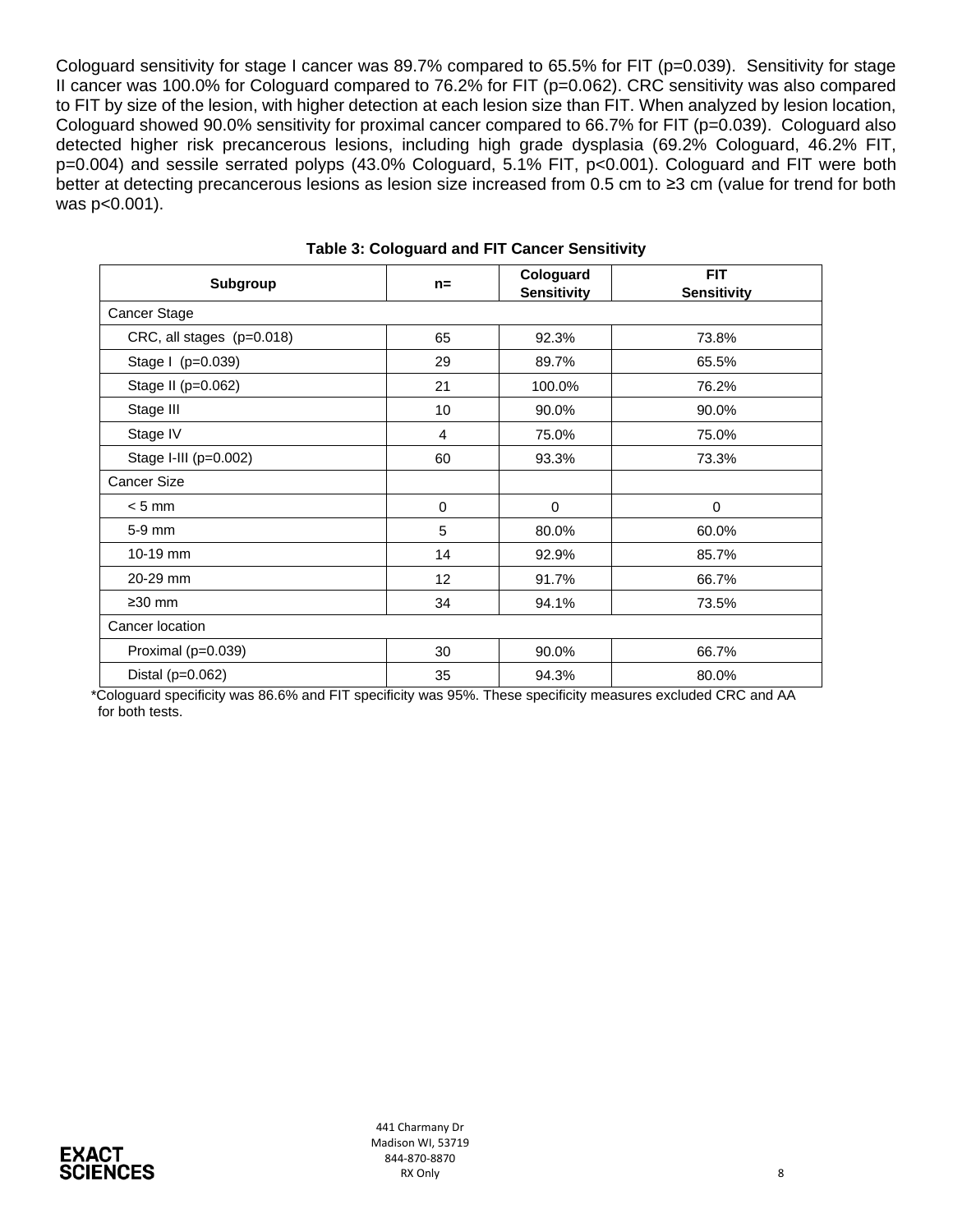Cologuard sensitivity for stage I cancer was 89.7% compared to 65.5% for FIT (p=0.039). Sensitivity for stage II cancer was 100.0% for Cologuard compared to 76.2% for FIT (p=0.062). CRC sensitivity was also compared to FIT by size of the lesion, with higher detection at each lesion size than FIT. When analyzed by lesion location, Cologuard showed 90.0% sensitivity for proximal cancer compared to 66.7% for FIT (p=0.039). Cologuard also detected higher risk precancerous lesions, including high grade dysplasia (69.2% Cologuard, 46.2% FIT, p=0.004) and sessile serrated polyps (43.0% Cologuard, 5.1% FIT, p<0.001). Cologuard and FIT were both better at detecting precancerous lesions as lesion size increased from 0.5 cm to ≥3 cm (value for trend for both was p<0.001).

**Table 3: Cologuard and FIT Cancer Sensitivity**

| Subgroup | n= | Cologuard Sensitivity | FIT Sensitivity |
|---|---|---|---|
| Cancer Stage | | | |
| CRC, all stages (p=0.018) | 65 | 92.3% | 73.8% |
| Stage I (p=0.039) | 29 | 89.7% | 65.5% |
| Stage II (p=0.062) | 21 | 100.0% | 76.2% |
| Stage III | 10 | 90.0% | 90.0% |
| Stage IV | 4 | 75.0% | 75.0% |
| Stage I-III (p=0.002) | 60 | 93.3% | 73.3% |
| Cancer Size | | | |
| < 5 mm | 0 | 0 | 0 |
| 5-9 mm | 5 | 80.0% | 60.0% |
| 10-19 mm | 14 | 92.9% | 85.7% |
| 20-29 mm | 12 | 91.7% | 66.7% |
| ≥30 mm | 34 | 94.1% | 73.5% |
| Cancer location | | | |
| Proximal (p=0.039) | 30 | 90.0% | 66.7% |
| Distal (p=0.062) | 35 | 94.3% | 80.0% |

*Cologuard specificity was 86.6% and FIT specificity was 95%. These specificity measures excluded CRC and AA for both tests.

EXACT SCIENCES

441 Charmany Dr
Madison WI, 53719
844-870-8870
RX Only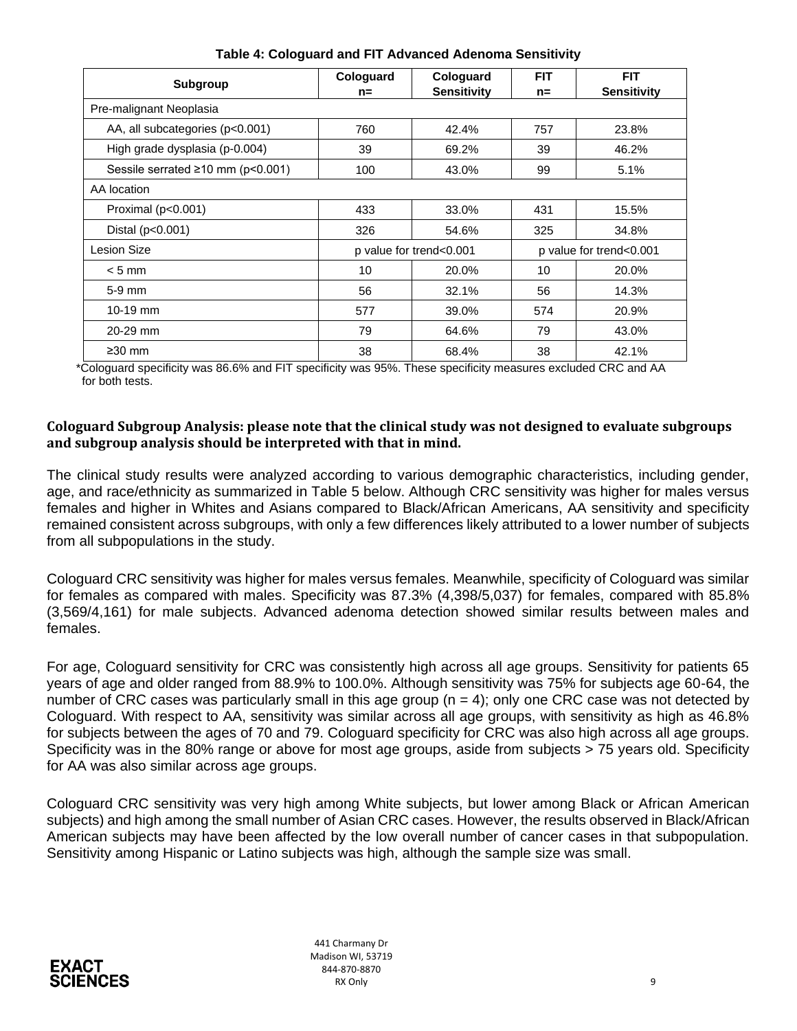**Table 4: Cologuard and FIT Advanced Adenoma Sensitivity**

| Subgroup | Cologuard n= | Cologuard Sensitivity | FIT n= | FIT Sensitivity |
|---|---|---|---|---|
| Pre-malignant Neoplasia | | | | |
| AA, all subcategories (p<0.001) | 760 | 42.4% | 757 | 23.8% |
| High grade dysplasia (p-0.004) | 39 | 69.2% | 39 | 46.2% |
| Sessile serrated ≥10 mm (p<0.001) | 100 | 43.0% | 99 | 5.1% |
| AA location | | | | |
| Proximal (p<0.001) | 433 | 33.0% | 431 | 15.5% |
| Distal (p<0.001) | 326 | 54.6% | 325 | 34.8% |
| Lesion Size | p value for trend<0.001 | | p value for trend<0.001 | |
| < 5 mm | 10 | 20.0% | 10 | 20.0% |
| 5-9 mm | 56 | 32.1% | 56 | 14.3% |
| 10-19 mm | 577 | 39.0% | 574 | 20.9% |
| 20-29 mm | 79 | 64.6% | 79 | 43.0% |
| ≥30 mm | 38 | 68.4% | 38 | 42.1% |

*Cologuard specificity was 86.6% and FIT specificity was 95%. These specificity measures excluded CRC and AA for both tests.

**Cologuard Subgroup Analysis: please note that the clinical study was not designed to evaluate subgroups and subgroup analysis should be interpreted with that in mind.**

The clinical study results were analyzed according to various demographic characteristics, including gender, age, and race/ethnicity as summarized in Table 5 below. Although CRC sensitivity was higher for males versus females and higher in Whites and Asians compared to Black/African Americans, AA sensitivity and specificity remained consistent across subgroups, with only a few differences likely attributed to a lower number of subjects from all subpopulations in the study.

Cologuard CRC sensitivity was higher for males versus females. Meanwhile, specificity of Cologuard was similar for females as compared with males. Specificity was 87.3% (4,398/5,037) for females, compared with 85.8% (3,569/4,161) for male subjects. Advanced adenoma detection showed similar results between males and females.

For age, Cologuard sensitivity for CRC was consistently high across all age groups. Sensitivity for patients 65 years of age and older ranged from 88.9% to 100.0%. Although sensitivity was 75% for subjects age 60-64, the number of CRC cases was particularly small in this age group (n = 4); only one CRC case was not detected by Cologuard. With respect to AA, sensitivity was similar across all age groups, with sensitivity as high as 46.8% for subjects between the ages of 70 and 79. Cologuard specificity for CRC was also high across all age groups. Specificity was in the 80% range or above for most age groups, aside from subjects > 75 years old. Specificity for AA was also similar across age groups.

Cologuard CRC sensitivity was very high among White subjects, but lower among Black or African American subjects) and high among the small number of Asian CRC cases. However, the results observed in Black/African American subjects may have been affected by the low overall number of cancer cases in that subpopulation. Sensitivity among Hispanic or Latino subjects was high, although the sample size was small.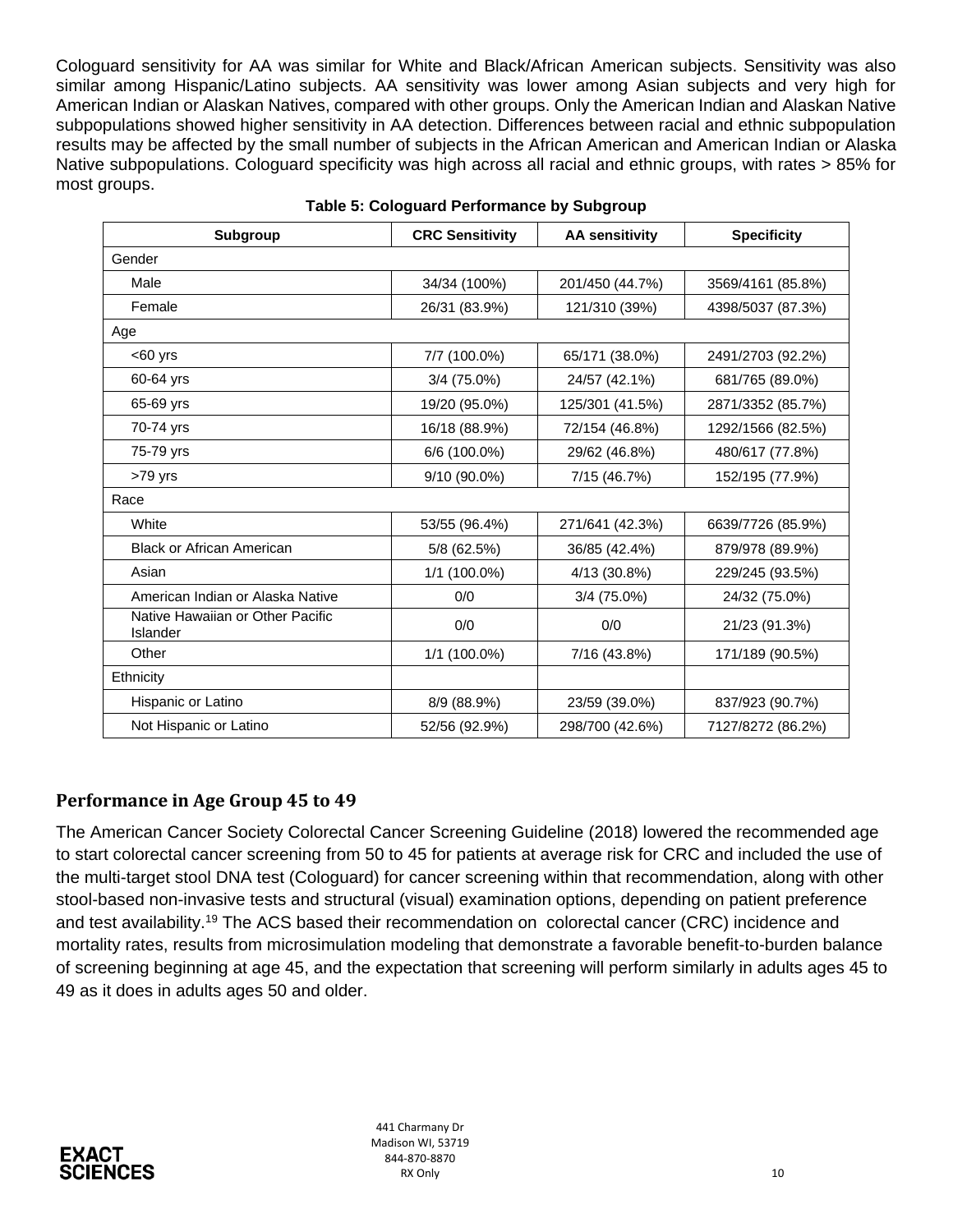Cologuard sensitivity for AA was similar for White and Black/African American subjects. Sensitivity was also similar among Hispanic/Latino subjects. AA sensitivity was lower among Asian subjects and very high for American Indian or Alaskan Natives, compared with other groups. Only the American Indian and Alaskan Native subpopulations showed higher sensitivity in AA detection. Differences between racial and ethnic subpopulation results may be affected by the small number of subjects in the African American and American Indian or Alaska Native subpopulations. Cologuard specificity was high across all racial and ethnic groups, with rates > 85% for most groups.

**Table 5: Cologuard Performance by Subgroup**

| Subgroup | CRC Sensitivity | AA sensitivity | Specificity |
|---|---|---|---|
| Gender | | | |
| Male | 34/34 (100%) | 201/450 (44.7%) | 3569/4161 (85.8%) |
| Female | 26/31 (83.9%) | 121/310 (39%) | 4398/5037 (87.3%) |
| Age | | | |
| <60 yrs | 7/7 (100.0%) | 65/171 (38.0%) | 2491/2703 (92.2%) |
| 60-64 yrs | 3/4 (75.0%) | 24/57 (42.1%) | 681/765 (89.0%) |
| 65-69 yrs | 19/20 (95.0%) | 125/301 (41.5%) | 2871/3352 (85.7%) |
| 70-74 yrs | 16/18 (88.9%) | 72/154 (46.8%) | 1292/1566 (82.5%) |
| 75-79 yrs | 6/6 (100.0%) | 29/62 (46.8%) | 480/617 (77.8%) |
| >79 yrs | 9/10 (90.0%) | 7/15 (46.7%) | 152/195 (77.9%) |
| Race | | | |
| White | 53/55 (96.4%) | 271/641 (42.3%) | 6639/7726 (85.9%) |
| Black or African American | 5/8 (62.5%) | 36/85 (42.4%) | 879/978 (89.9%) |
| Asian | 1/1 (100.0%) | 4/13 (30.8%) | 229/245 (93.5%) |
| American Indian or Alaska Native | 0/0 | 3/4 (75.0%) | 24/32 (75.0%) |
| Native Hawaiian or Other Pacific Islander | 0/0 | 0/0 | 21/23 (91.3%) |
| Other | 1/1 (100.0%) | 7/16 (43.8%) | 171/189 (90.5%) |
| Ethnicity | | | |
| Hispanic or Latino | 8/9 (88.9%) | 23/59 (39.0%) | 837/923 (90.7%) |
| Not Hispanic or Latino | 52/56 (92.9%) | 298/700 (42.6%) | 7127/8272 (86.2%) |

## Performance in Age Group 45 to 49

The American Cancer Society Colorectal Cancer Screening Guideline (2018) lowered the recommended age to start colorectal cancer screening from 50 to 45 for patients at average risk for CRC and included the use of the multi-target stool DNA test (Cologuard) for cancer screening within that recommendation, along with other stool-based non-invasive tests and structural (visual) examination options, depending on patient preference and test availability.[19] The ACS based their recommendation on colorectal cancer (CRC) incidence and mortality rates, results from microsimulation modeling that demonstrate a favorable benefit-to-burden balance of screening beginning at age 45, and the expectation that screening will perform similarly in adults ages 45 to 49 as it does in adults ages 50 and older.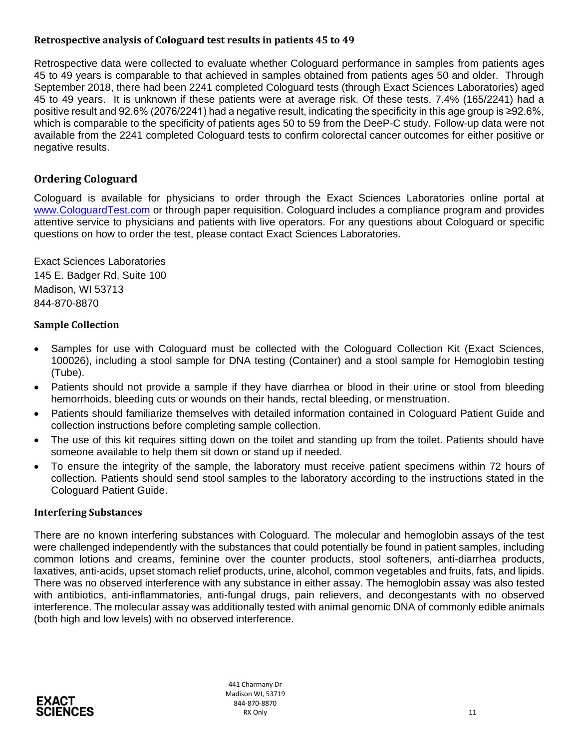### Retrospective analysis of Cologuard test results in patients 45 to 49

Retrospective data were collected to evaluate whether Cologuard performance in samples from patients ages 45 to 49 years is comparable to that achieved in samples obtained from patients ages 50 and older. Through September 2018, there had been 2241 completed Cologuard tests (through Exact Sciences Laboratories) aged 45 to 49 years. It is unknown if these patients were at average risk. Of these tests, 7.4% (165/2241) had a positive result and 92.6% (2076/2241) had a negative result, indicating the specificity in this age group is ≥92.6%, which is comparable to the specificity of patients ages 50 to 59 from the DeeP-C study. Follow-up data were not available from the 2241 completed Cologuard tests to confirm colorectal cancer outcomes for either positive or negative results.

## Ordering Cologuard

Cologuard is available for physicians to order through the Exact Sciences Laboratories online portal at www.CologuardTest.com or through paper requisition. Cologuard includes a compliance program and provides attentive service to physicians and patients with live operators. For any questions about Cologuard or specific questions on how to order the test, please contact Exact Sciences Laboratories.

Exact Sciences Laboratories
145 E. Badger Rd, Suite 100
Madison, WI 53713
844-870-8870

### Sample Collection

- Samples for use with Cologuard must be collected with the Cologuard Collection Kit (Exact Sciences, 100026), including a stool sample for DNA testing (Container) and a stool sample for Hemoglobin testing (Tube).
- Patients should not provide a sample if they have diarrhea or blood in their urine or stool from bleeding hemorrhoids, bleeding cuts or wounds on their hands, rectal bleeding, or menstruation.
- Patients should familiarize themselves with detailed information contained in Cologuard Patient Guide and collection instructions before completing sample collection.
- The use of this kit requires sitting down on the toilet and standing up from the toilet. Patients should have someone available to help them sit down or stand up if needed.
- To ensure the integrity of the sample, the laboratory must receive patient specimens within 72 hours of collection. Patients should send stool samples to the laboratory according to the instructions stated in the Cologuard Patient Guide.

### Interfering Substances

There are no known interfering substances with Cologuard. The molecular and hemoglobin assays of the test were challenged independently with the substances that could potentially be found in patient samples, including common lotions and creams, feminine over the counter products, stool softeners, anti-diarrhea products, laxatives, anti-acids, upset stomach relief products, urine, alcohol, common vegetables and fruits, fats, and lipids. There was no observed interference with any substance in either assay. The hemoglobin assay was also tested with antibiotics, anti-inflammatories, anti-fungal drugs, pain relievers, and decongestants with no observed interference. The molecular assay was additionally tested with animal genomic DNA of commonly edible animals (both high and low levels) with no observed interference.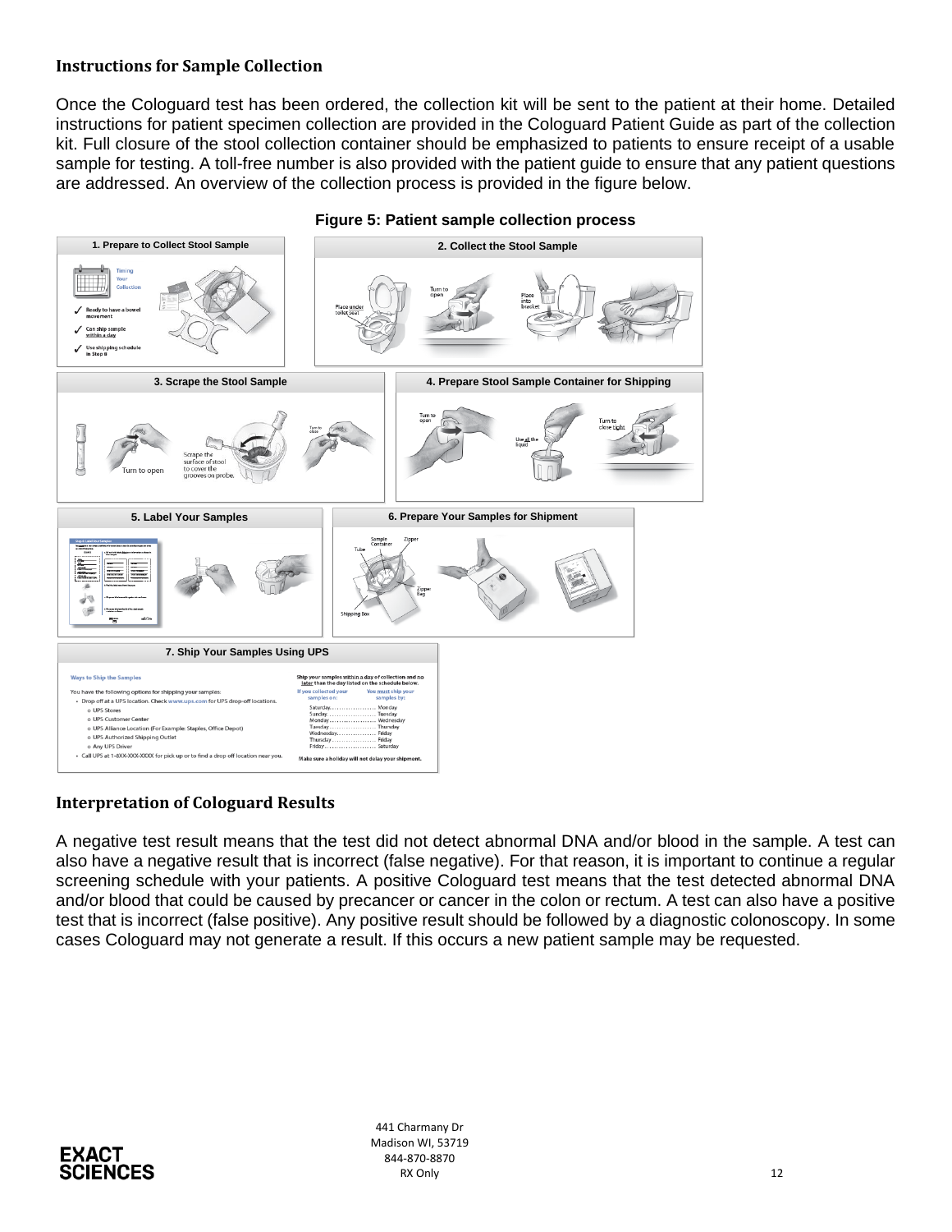### Instructions for Sample Collection

Once the Cologuard test has been ordered, the collection kit will be sent to the patient at their home. Detailed instructions for patient specimen collection are provided in the Cologuard Patient Guide as part of the collection kit. Full closure of the stool collection container should be emphasized to patients to ensure receipt of a usable sample for testing. A toll-free number is also provided with the patient guide to ensure that any patient questions are addressed. An overview of the collection process is provided in the figure below.

**Figure 5: Patient sample collection process**

**1. Prepare to Collect Stool Sample**

Timing Your Collection

- Ready to have a bowel movement
- Can ship sample within a day
- Use shipping schedule in Step 8

**2. Collect the Stool Sample**

Place under toilet seat. Turn to open. Place into bracket.

**3. Scrape the Stool Sample**

Turn to open. Scrape the surface of stool to cover the grooves on probe. Turn to close.

**4. Prepare Stool Sample Container for Shipping**

Turn to open. Use all the liquid. Turn to close tight.

**5. Label Your Samples**

**6. Prepare Your Samples for Shipment**

Sample Container, Tube, Zipper, Zipper Bag, Shipping Box

**7. Ship Your Samples Using UPS**

**Ways to Ship the Samples**

You have the following options for shipping your samples:

- Drop-off at a UPS location. Check www.ups.com for UPS drop-off locations.
  - UPS Stores
  - UPS Customer Center
  - UPS Alliance Location (For Example: Staples, Office Depot)
  - UPS Authorized Shipping Outlet
  - Any UPS Driver
- Call UPS at 1-8XX-XXX-XXXX for pick up or to find a drop off location near you.

Ship your samples within a day of collection and no later than the day listed on the schedule below.

| If you collected your samples on: | You must ship your samples by: |
|---|---|
| Saturday | Monday |
| Sunday | Tuesday |
| Monday | Wednesday |
| Tuesday | Thursday |
| Wednesday | Friday |
| Thursday | Friday |
| Friday | Saturday |

Make sure a holiday will not delay your shipment.

### Interpretation of Cologuard Results

A negative test result means that the test did not detect abnormal DNA and/or blood in the sample. A test can also have a negative result that is incorrect (false negative). For that reason, it is important to continue a regular screening schedule with your patients. A positive Cologuard test means that the test detected abnormal DNA and/or blood that could be caused by precancer or cancer in the colon or rectum. A test can also have a positive test that is incorrect (false positive). Any positive result should be followed by a diagnostic colonoscopy. In some cases Cologuard may not generate a result. If this occurs a new patient sample may be requested.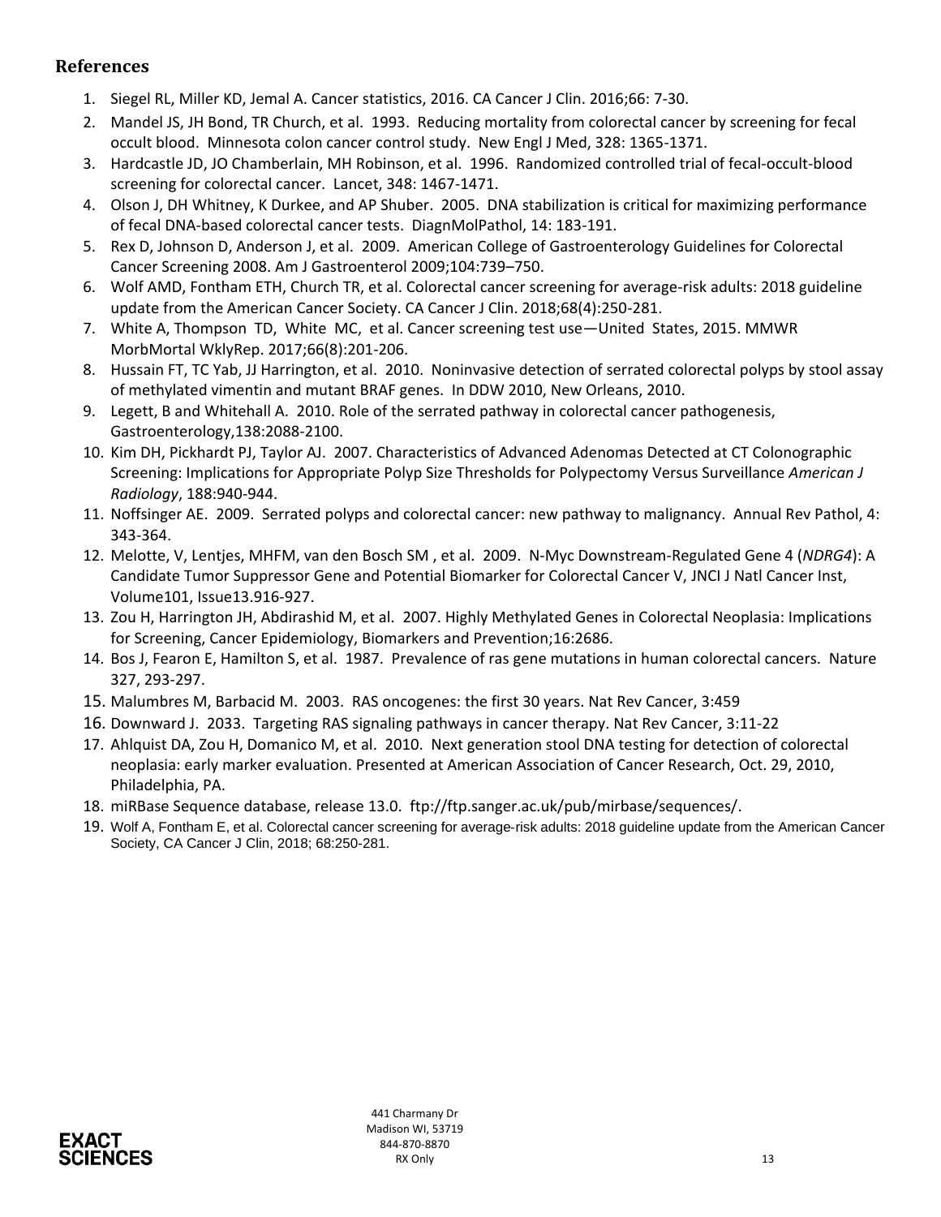## References

1. Siegel RL, Miller KD, Jemal A. Cancer statistics, 2016. CA Cancer J Clin. 2016;66: 7-30.
2. Mandel JS, JH Bond, TR Church, et al. 1993. Reducing mortality from colorectal cancer by screening for fecal occult blood. Minnesota colon cancer control study. New Engl J Med, 328: 1365-1371.
3. Hardcastle JD, JO Chamberlain, MH Robinson, et al. 1996. Randomized controlled trial of fecal-occult-blood screening for colorectal cancer. Lancet, 348: 1467-1471.
4. Olson J, DH Whitney, K Durkee, and AP Shuber. 2005. DNA stabilization is critical for maximizing performance of fecal DNA-based colorectal cancer tests. DiagnMolPathol, 14: 183-191.
5. Rex D, Johnson D, Anderson J, et al. 2009. American College of Gastroenterology Guidelines for Colorectal Cancer Screening 2008. Am J Gastroenterol 2009;104:739–750.
6. Wolf AMD, Fontham ETH, Church TR, et al. Colorectal cancer screening for average-risk adults: 2018 guideline update from the American Cancer Society. CA Cancer J Clin. 2018;68(4):250-281.
7. White A, Thompson TD, White MC, et al. Cancer screening test use—United States, 2015. MMWR MorbMortal WklyRep. 2017;66(8):201-206.
8. Hussain FT, TC Yab, JJ Harrington, et al. 2010. Noninvasive detection of serrated colorectal polyps by stool assay of methylated vimentin and mutant BRAF genes. In DDW 2010, New Orleans, 2010.
9. Legett, B and Whitehall A. 2010. Role of the serrated pathway in colorectal cancer pathogenesis, Gastroenterology,138:2088-2100.
10. Kim DH, Pickhardt PJ, Taylor AJ. 2007. Characteristics of Advanced Adenomas Detected at CT Colonographic Screening: Implications for Appropriate Polyp Size Thresholds for Polypectomy Versus Surveillance *American J Radiology*, 188:940-944.
11. Noffsinger AE. 2009. Serrated polyps and colorectal cancer: new pathway to malignancy. Annual Rev Pathol, 4: 343-364.
12. Melotte, V, Lentjes, MHFM, van den Bosch SM , et al. 2009. N-Myc Downstream-Regulated Gene 4 (*NDRG4*): A Candidate Tumor Suppressor Gene and Potential Biomarker for Colorectal Cancer V, JNCI J Natl Cancer Inst, Volume101, Issue13.916-927.
13. Zou H, Harrington JH, Abdirashid M, et al. 2007. Highly Methylated Genes in Colorectal Neoplasia: Implications for Screening, Cancer Epidemiology, Biomarkers and Prevention;16:2686.
14. Bos J, Fearon E, Hamilton S, et al. 1987. Prevalence of ras gene mutations in human colorectal cancers. Nature 327, 293-297.
15. Malumbres M, Barbacid M. 2003. RAS oncogenes: the first 30 years. Nat Rev Cancer, 3:459
16. Downward J. 2033. Targeting RAS signaling pathways in cancer therapy. Nat Rev Cancer, 3:11-22
17. Ahlquist DA, Zou H, Domanico M, et al. 2010. Next generation stool DNA testing for detection of colorectal neoplasia: early marker evaluation. Presented at American Association of Cancer Research, Oct. 29, 2010, Philadelphia, PA.
18. miRBase Sequence database, release 13.0. ftp://ftp.sanger.ac.uk/pub/mirbase/sequences/.
19. Wolf A, Fontham E, et al. Colorectal cancer screening for average-risk adults: 2018 guideline update from the American Cancer Society, CA Cancer J Clin, 2018; 68:250-281.

EXACT SCIENCES

441 Charmany Dr
Madison WI, 53719
844-870-8870
RX Only